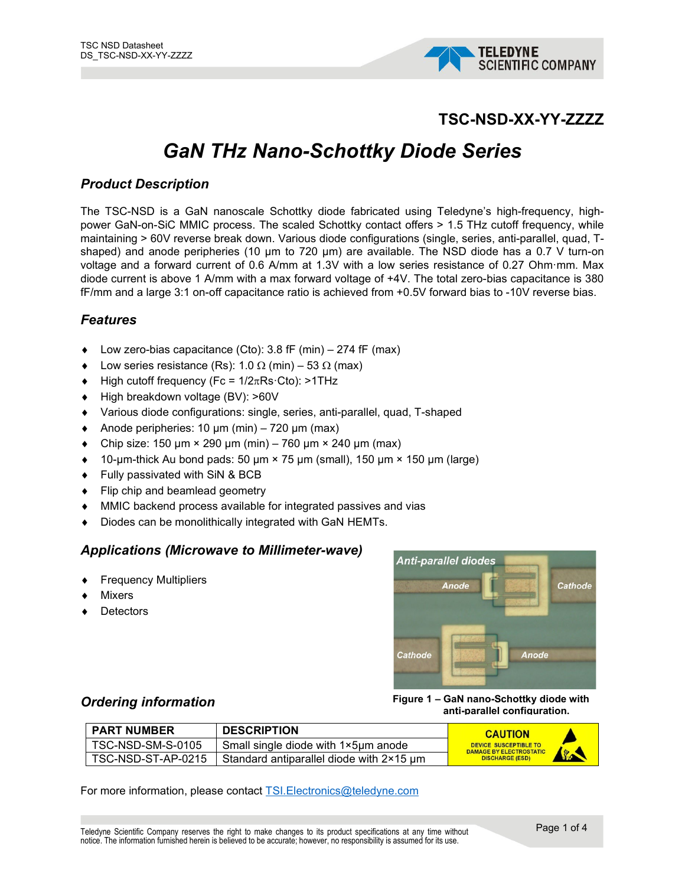# TSC-NSD-XX-YY-ZZZZ

# *GaN THz Nano-Schottky Diode Series*

## *Product Description*

The TSC-NSD is a GaN nanoscale Schottky diode fabricated using Teledyne's high-frequency, high-power GaN-on-SiC MMIC process. The scaled Schottky contact offers > 1.5 THz cutoff frequency, while maintaining > 60V reverse break down. Various diode configurations (single, series, anti-parallel, quad, T-shaped) and anode peripheries (10 µm to 720 µm) are available. The NSD diode has a 0.7 V turn-on voltage and a forward current of 0.6 A/mm at 1.3V with a low series resistance of 0.27 Ohm·mm. Max diode current is above 1 A/mm with a max forward voltage of +4V. The total zero-bias capacitance is 380 fF/mm and a large 3:1 on-off capacitance ratio is achieved from +0.5V forward bias to -10V reverse bias.

## *Features*

- Low zero-bias capacitance (Cto): 3.8 fF (min) – 274 fF (max)
- Low series resistance (Rs): 1.0 Ω (min) – 53 Ω (max)
- High cutoff frequency ($F_c = 1/2\pi R_s \cdot C_{to}$): >1THz
- High breakdown voltage (BV): >60V
- Various diode configurations: single, series, anti-parallel, quad, T-shaped
- Anode peripheries: 10 µm (min) – 720 µm (max)
- Chip size: 150 µm × 290 µm (min) – 760 µm × 240 µm (max)
- 10-µm-thick Au bond pads: 50 µm × 75 µm (small), 150 µm × 150 µm (large)
- Fully passivated with SiN & BCB
- Flip chip and beamlead geometry
- MMIC backend process available for integrated passives and vias
- Diodes can be monolithically integrated with GaN HEMTs.

## *Applications (Microwave to Millimeter-wave)*

- Frequency Multipliers
- Mixers
- Detectors

**Figure 1 – GaN nano-Schottky diode with anti-parallel configuration.**

## *Ordering information*

| PART NUMBER | DESCRIPTION |
|---|---|
| TSC-NSD-SM-S-0105 | Small single diode with 1×5µm anode |
| TSC-NSD-ST-AP-0215 | Standard antiparallel diode with 2×15 µm |

CAUTION – DEVICE SUSCEPTIBLE TO DAMAGE BY ELECTROSTATIC DISCHARGE (ESD)

For more information, please contact TSI.Electronics@teledyne.com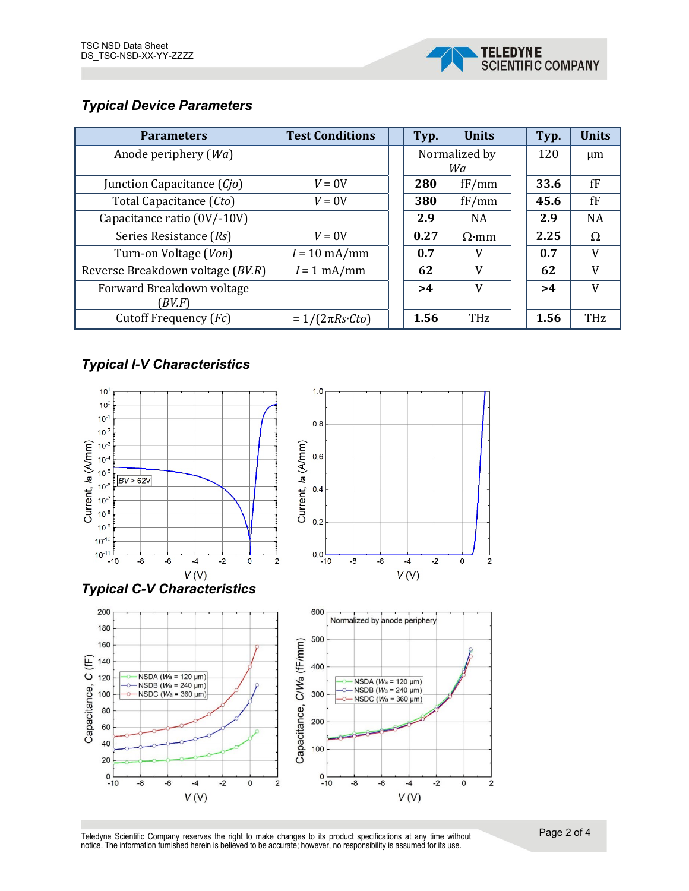## Typical Device Parameters

| Parameters | Test Conditions | | Typ. | Units | | Typ. | Units |
|---|---|---|---|---|---|---|---|
| Anode periphery (*Wa*) | | | Normalized by *Wa* | | | 120 | μm |
| Junction Capacitance (*Cjo*) | *V* = 0V | | **280** | fF/mm | | **33.6** | fF |
| Total Capacitance (*Cto*) | *V* = 0V | | **380** | fF/mm | | **45.6** | fF |
| Capacitance ratio (0V/-10V) | | | **2.9** | NA | | **2.9** | NA |
| Series Resistance (*Rs*) | *V* = 0V | | **0.27** | Ω·mm | | **2.25** | Ω |
| Turn-on Voltage (*Von*) | *I* = 10 mA/mm | | **0.7** | V | | **0.7** | V |
| Reverse Breakdown voltage (*BV.R*) | *I* = 1 mA/mm | | **62** | V | | **62** | V |
| Forward Breakdown voltage (*BV.F*) | | | **>4** | V | | **>4** | V |
| Cutoff Frequency (*Fc*) | = 1/(2π*Rs*·*Cto*) | | **1.56** | THz | | **1.56** | THz |

## Typical I-V Characteristics

## Typical C-V Characteristics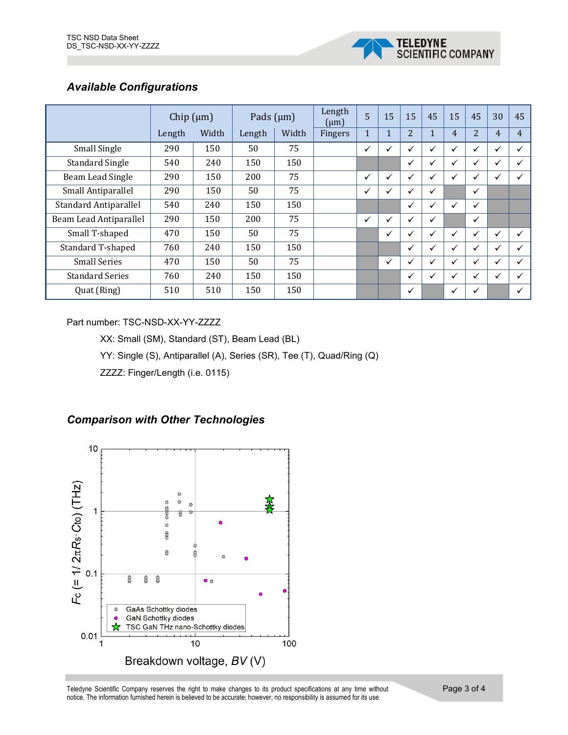## *Available Configurations*

| | Chip (µm) | | Pads (µm) | | Length (µm) | 5 | 15 | 15 | 45 | 15 | 45 | 30 | 45 |
|---|---|---|---|---|---|---|---|---|---|---|---|---|---|
| | Length | Width | Length | Width | Fingers | 1 | 1 | 2 | 1 | 4 | 2 | 4 | 4 |
| Small Single | 290 | 150 | 50 | 75 | | ✓ | ✓ | ✓ | ✓ | ✓ | ✓ | ✓ | ✓ |
| Standard Single | 540 | 240 | 150 | 150 | | | | ✓ | ✓ | ✓ | ✓ | ✓ | ✓ |
| Beam Lead Single | 290 | 150 | 200 | 75 | | ✓ | ✓ | ✓ | ✓ | ✓ | ✓ | ✓ | ✓ |
| Small Antiparallel | 290 | 150 | 50 | 75 | | ✓ | ✓ | ✓ | ✓ | | ✓ | | |
| Standard Antiparallel | 540 | 240 | 150 | 150 | | | | ✓ | ✓ | ✓ | ✓ | | |
| Beam Lead Antiparallel | 290 | 150 | 200 | 75 | | ✓ | ✓ | ✓ | ✓ | | ✓ | | |
| Small T-shaped | 470 | 150 | 50 | 75 | | | ✓ | ✓ | ✓ | ✓ | ✓ | ✓ | ✓ |
| Standard T-shaped | 760 | 240 | 150 | 150 | | | | ✓ | ✓ | ✓ | ✓ | ✓ | ✓ |
| Small Series | 470 | 150 | 50 | 75 | | | ✓ | ✓ | ✓ | ✓ | ✓ | ✓ | ✓ |
| Standard Series | 760 | 240 | 150 | 150 | | | | ✓ | ✓ | ✓ | ✓ | ✓ | ✓ |
| Quat (Ring) | 510 | 510 | 150 | 150 | | | | ✓ | | ✓ | ✓ | | ✓ |

Part number: TSC-NSD-XX-YY-ZZZZ

XX: Small (SM), Standard (ST), Beam Lead (BL)

YY: Single (S), Antiparallel (A), Series (SR), Tee (T), Quad/Ring (Q)

ZZZZ: Finger/Length (i.e. 0115)

## *Comparison with Other Technologies*

$F_C$ (= 1/ $2\pi R_S \cdot C_{T0}$) (THz) vs. Breakdown voltage, $BV$ (V)

Legend: GaAs Schottky diodes; GaN Schottky diodes; TSC GaN THz nano-Schottky diodes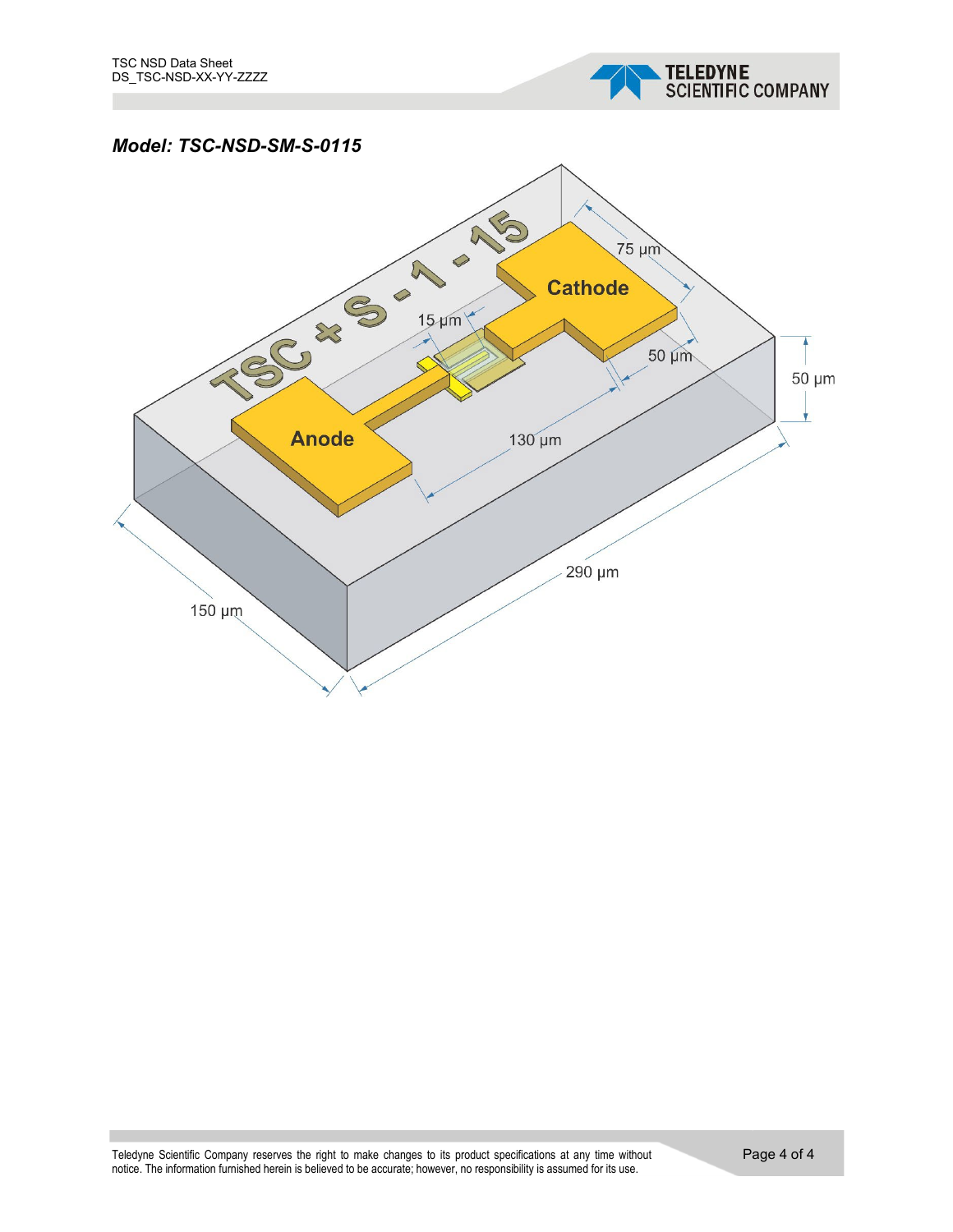## *Model: TSC-NSD-SM-S-0115*

TSC + S - 1 - 15

Cathode

Anode

75 µm

15 µm

50 µm

130 µm

50 µm

290 µm

150 µm